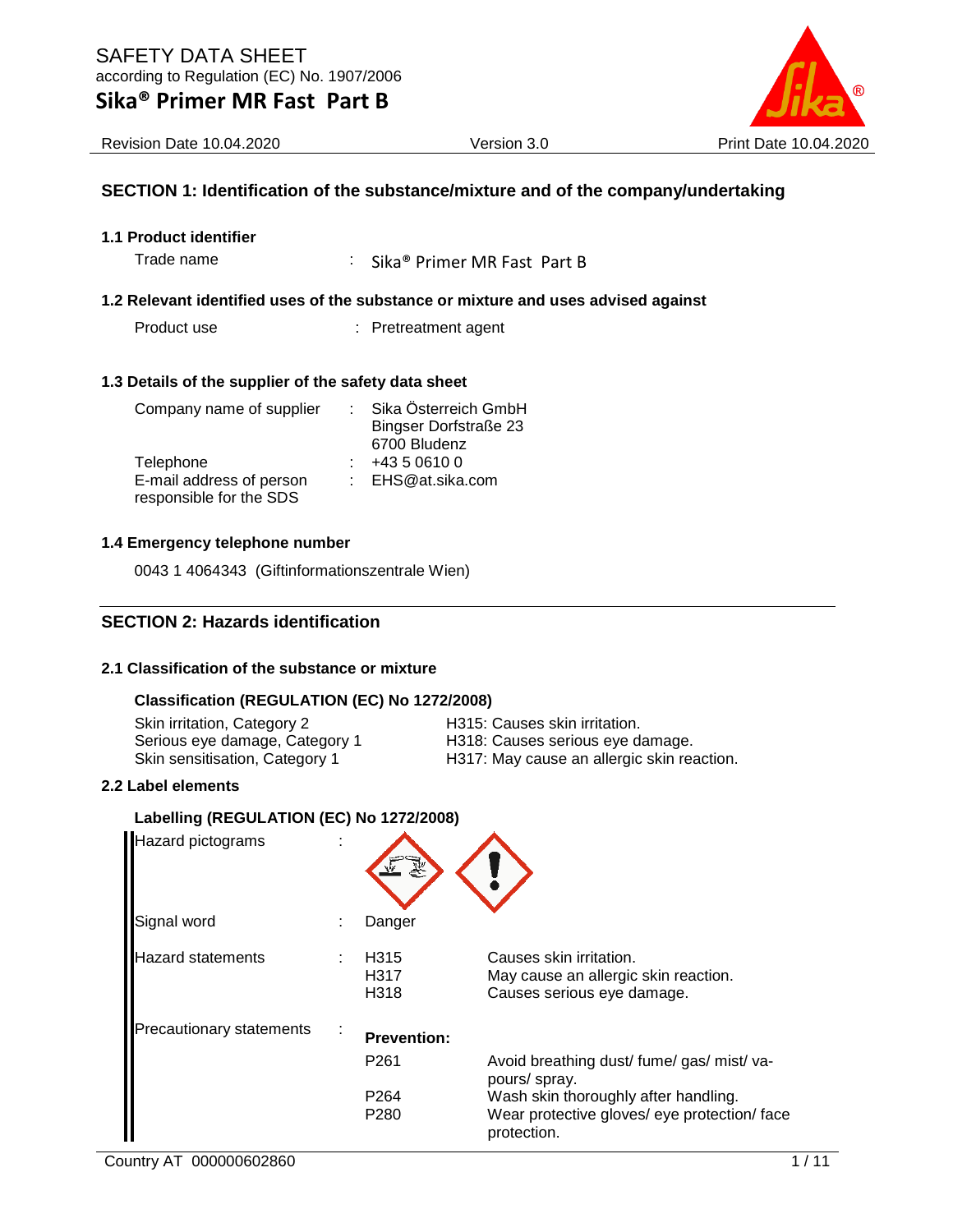SAFETY DATA SHEET
according to Regulation (EC) No. 1907/2006

# Sika® Primer MR Fast Part B

Revision Date 10.04.2020 | Version 3.0 | Print Date 10.04.2020

## SECTION 1: Identification of the substance/mixture and of the company/undertaking

### 1.1 Product identifier

Trade name : Sika® Primer MR Fast Part B

### 1.2 Relevant identified uses of the substance or mixture and uses advised against

Product use : Pretreatment agent

### 1.3 Details of the supplier of the safety data sheet

Company name of supplier : Sika Österreich GmbH
Bingser Dorfstraße 23
6700 Bludenz

Telephone : +43 5 0610 0

E-mail address of person responsible for the SDS : EHS@at.sika.com

### 1.4 Emergency telephone number

0043 1 4064343 (Giftinformationszentrale Wien)

## SECTION 2: Hazards identification

### 2.1 Classification of the substance or mixture

**Classification (REGULATION (EC) No 1272/2008)**

| | |
|---|---|
| Skin irritation, Category 2 | H315: Causes skin irritation. |
| Serious eye damage, Category 1 | H318: Causes serious eye damage. |
| Skin sensitisation, Category 1 | H317: May cause an allergic skin reaction. |

### 2.2 Label elements

**Labelling (REGULATION (EC) No 1272/2008)**

Hazard pictograms :

Signal word : Danger

Hazard statements :

| | |
|---|---|
| H315 | Causes skin irritation. |
| H317 | May cause an allergic skin reaction. |
| H318 | Causes serious eye damage. |

Precautionary statements :

**Prevention:**

| | |
|---|---|
| P261 | Avoid breathing dust/ fume/ gas/ mist/ vapours/ spray. |
| P264 | Wash skin thoroughly after handling. |
| P280 | Wear protective gloves/ eye protection/ face protection. |

Country AT 000000602860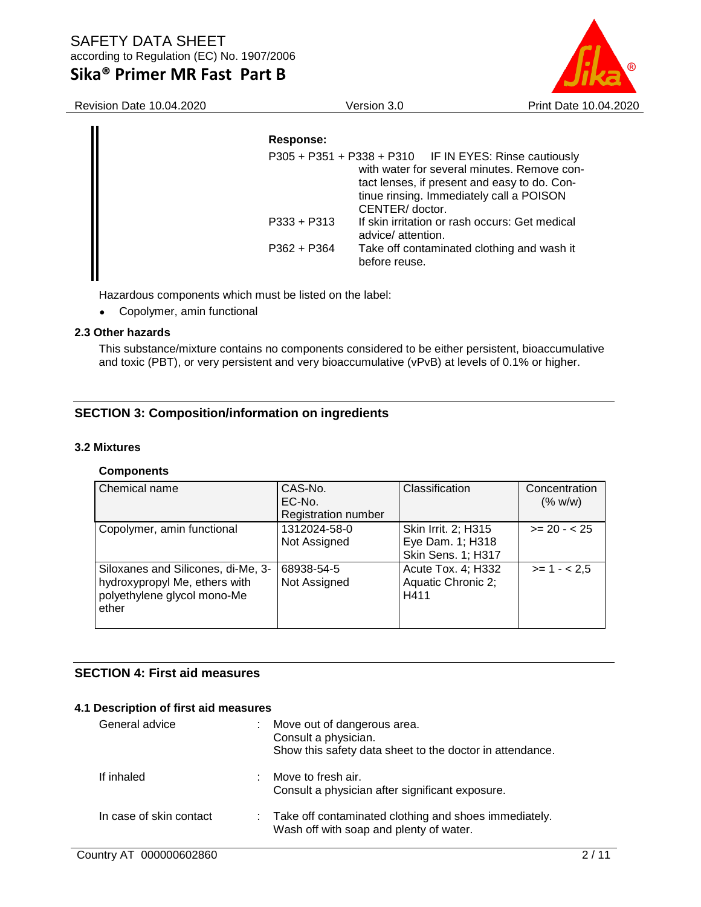**Response:**

| | |
|---|---|
| P305 + P351 + P338 + P310 | IF IN EYES: Rinse cautiously with water for several minutes. Remove contact lenses, if present and easy to do. Continue rinsing. Immediately call a POISON CENTER/ doctor. |
| P333 + P313 | If skin irritation or rash occurs: Get medical advice/ attention. |
| P362 + P364 | Take off contaminated clothing and wash it before reuse. |

Hazardous components which must be listed on the label:

- Copolymer, amin functional

### 2.3 Other hazards

This substance/mixture contains no components considered to be either persistent, bioaccumulative and toxic (PBT), or very persistent and very bioaccumulative (vPvB) at levels of 0.1% or higher.

## SECTION 3: Composition/information on ingredients

### 3.2 Mixtures

**Components**

| Chemical name | CAS-No.<br>EC-No.<br>Registration number | Classification | Concentration (% w/w) |
|---|---|---|---|
| Copolymer, amin functional | 1312024-58-0<br>Not Assigned | Skin Irrit. 2; H315<br>Eye Dam. 1; H318<br>Skin Sens. 1; H317 | >= 20 - < 25 |
| Siloxanes and Silicones, di-Me, 3-hydroxypropyl Me, ethers with polyethylene glycol mono-Me ether | 68938-54-5<br>Not Assigned | Acute Tox. 4; H332<br>Aquatic Chronic 2; H411 | >= 1 - < 2,5 |

## SECTION 4: First aid measures

### 4.1 Description of first aid measures

General advice : Move out of dangerous area.
Consult a physician.
Show this safety data sheet to the doctor in attendance.

If inhaled : Move to fresh air.
Consult a physician after significant exposure.

In case of skin contact : Take off contaminated clothing and shoes immediately.
Wash off with soap and plenty of water.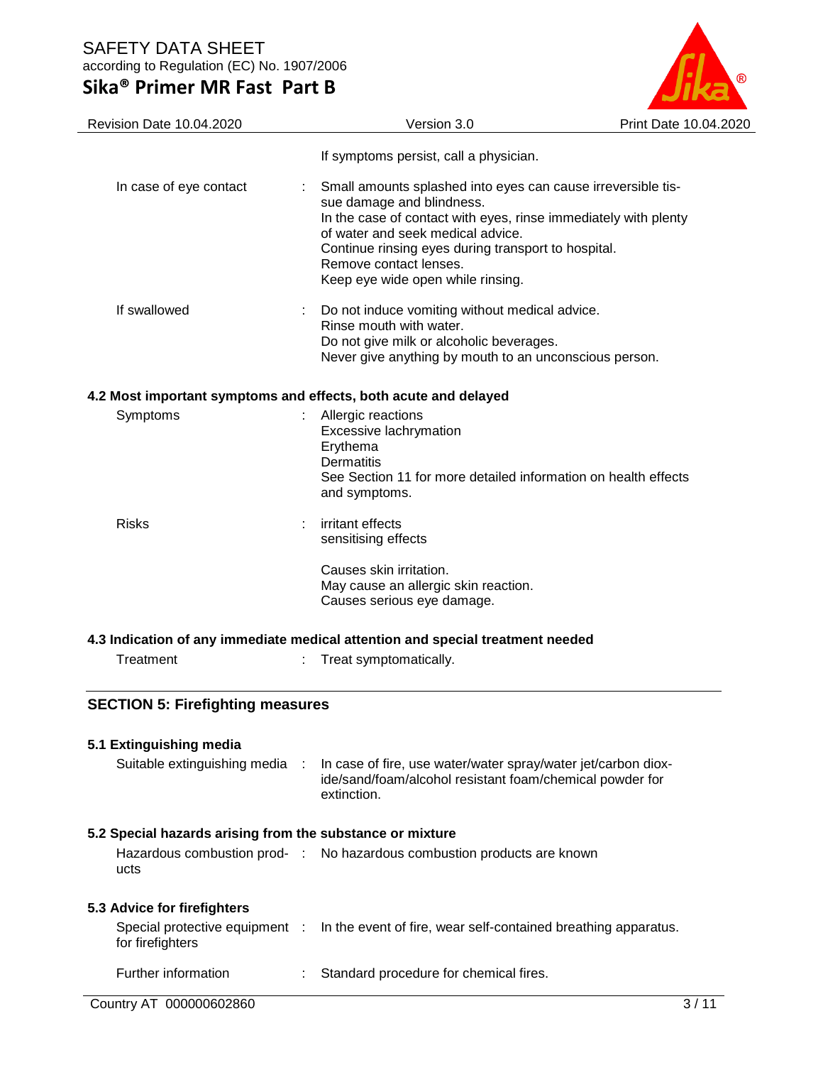If symptoms persist, call a physician.

| | | |
|---|---|---|
| In case of eye contact | : | Small amounts splashed into eyes can cause irreversible tissue damage and blindness.<br>In the case of contact with eyes, rinse immediately with plenty of water and seek medical advice.<br>Continue rinsing eyes during transport to hospital.<br>Remove contact lenses.<br>Keep eye wide open while rinsing. |
| If swallowed | : | Do not induce vomiting without medical advice.<br>Rinse mouth with water.<br>Do not give milk or alcoholic beverages.<br>Never give anything by mouth to an unconscious person. |

### 4.2 Most important symptoms and effects, both acute and delayed

| | | |
|---|---|---|
| Symptoms | : | Allergic reactions<br>Excessive lachrymation<br>Erythema<br>Dermatitis<br>See Section 11 for more detailed information on health effects and symptoms. |
| Risks | : | irritant effects<br>sensitising effects<br><br>Causes skin irritation.<br>May cause an allergic skin reaction.<br>Causes serious eye damage. |

### 4.3 Indication of any immediate medical attention and special treatment needed

| | | |
|---|---|---|
| Treatment | : | Treat symptomatically. |

## SECTION 5: Firefighting measures

### 5.1 Extinguishing media

| | | |
|---|---|---|
| Suitable extinguishing media | : | In case of fire, use water/water spray/water jet/carbon dioxide/sand/foam/alcohol resistant foam/chemical powder for extinction. |

### 5.2 Special hazards arising from the substance or mixture

| | | |
|---|---|---|
| Hazardous combustion products | : | No hazardous combustion products are known |

### 5.3 Advice for firefighters

| | | |
|---|---|---|
| Special protective equipment for firefighters | : | In the event of fire, wear self-contained breathing apparatus. |
| Further information | : | Standard procedure for chemical fires. |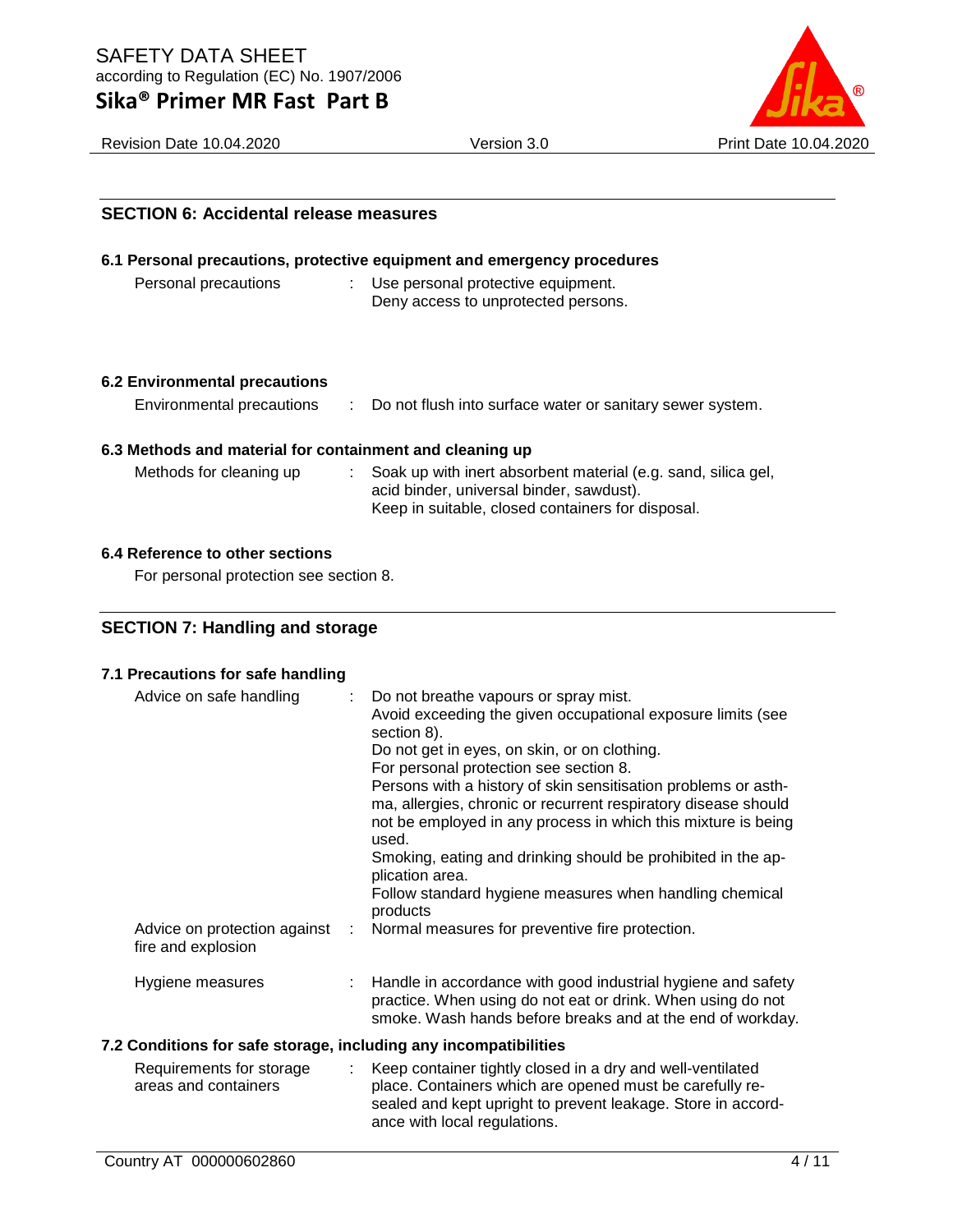## SECTION 6: Accidental release measures

### 6.1 Personal precautions, protective equipment and emergency procedures

| | |
|---|---|
| Personal precautions | : Use personal protective equipment.<br>Deny access to unprotected persons. |

### 6.2 Environmental precautions

| | |
|---|---|
| Environmental precautions | : Do not flush into surface water or sanitary sewer system. |

### 6.3 Methods and material for containment and cleaning up

| | |
|---|---|
| Methods for cleaning up | : Soak up with inert absorbent material (e.g. sand, silica gel, acid binder, universal binder, sawdust).<br>Keep in suitable, closed containers for disposal. |

### 6.4 Reference to other sections

For personal protection see section 8.

## SECTION 7: Handling and storage

### 7.1 Precautions for safe handling

| | |
|---|---|
| Advice on safe handling | : Do not breathe vapours or spray mist.<br>Avoid exceeding the given occupational exposure limits (see section 8).<br>Do not get in eyes, on skin, or on clothing.<br>For personal protection see section 8.<br>Persons with a history of skin sensitisation problems or asthma, allergies, chronic or recurrent respiratory disease should not be employed in any process in which this mixture is being used.<br>Smoking, eating and drinking should be prohibited in the application area.<br>Follow standard hygiene measures when handling chemical products |
| Advice on protection against fire and explosion | : Normal measures for preventive fire protection. |
| Hygiene measures | : Handle in accordance with good industrial hygiene and safety practice. When using do not eat or drink. When using do not smoke. Wash hands before breaks and at the end of workday. |

### 7.2 Conditions for safe storage, including any incompatibilities

| | |
|---|---|
| Requirements for storage areas and containers | : Keep container tightly closed in a dry and well-ventilated place. Containers which are opened must be carefully resealed and kept upright to prevent leakage. Store in accordance with local regulations. |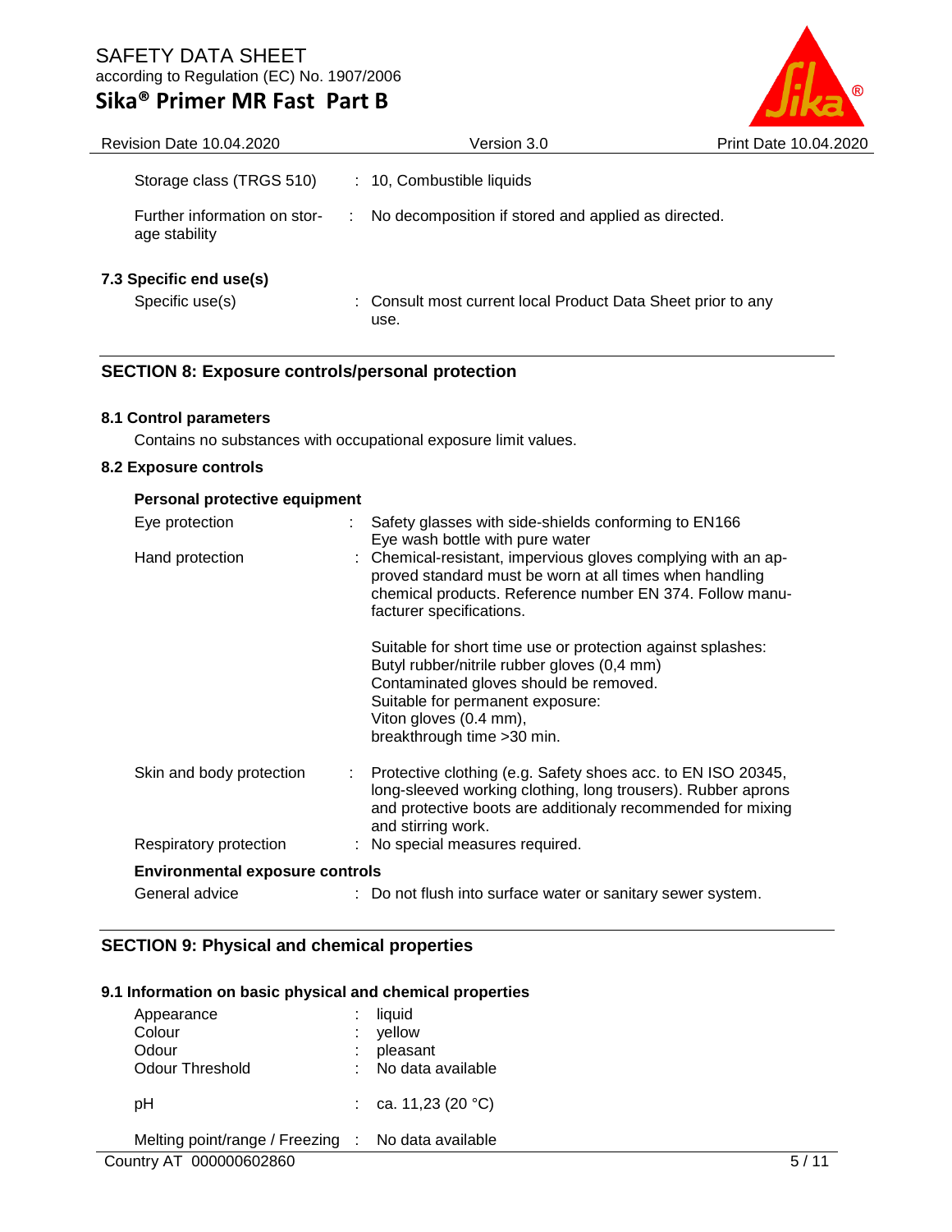| | | |
|---|---|---|
| Storage class (TRGS 510) | : | 10, Combustible liquids |
| Further information on storage stability | : | No decomposition if stored and applied as directed. |

### 7.3 Specific end use(s)

| | | |
|---|---|---|
| Specific use(s) | : | Consult most current local Product Data Sheet prior to any use. |

## SECTION 8: Exposure controls/personal protection

### 8.1 Control parameters

Contains no substances with occupational exposure limit values.

### 8.2 Exposure controls

**Personal protective equipment**

| | | |
|---|---|---|
| Eye protection | : | Safety glasses with side-shields conforming to EN166<br>Eye wash bottle with pure water |
| Hand protection | : | Chemical-resistant, impervious gloves complying with an approved standard must be worn at all times when handling chemical products. Reference number EN 374. Follow manufacturer specifications.<br><br>Suitable for short time use or protection against splashes:<br>Butyl rubber/nitrile rubber gloves (0,4 mm)<br>Contaminated gloves should be removed.<br>Suitable for permanent exposure:<br>Viton gloves (0.4 mm),<br>breakthrough time >30 min. |
| Skin and body protection | : | Protective clothing (e.g. Safety shoes acc. to EN ISO 20345, long-sleeved working clothing, long trousers). Rubber aprons and protective boots are additionaly recommended for mixing and stirring work. |
| Respiratory protection | : | No special measures required. |

**Environmental exposure controls**

| | | |
|---|---|---|
| General advice | : | Do not flush into surface water or sanitary sewer system. |

## SECTION 9: Physical and chemical properties

### 9.1 Information on basic physical and chemical properties

| | | |
|---|---|---|
| Appearance | : | liquid |
| Colour | : | yellow |
| Odour | : | pleasant |
| Odour Threshold | : | No data available |
| pH | : | ca. 11,23 (20 °C) |
| Melting point/range / Freezing | : | No data available |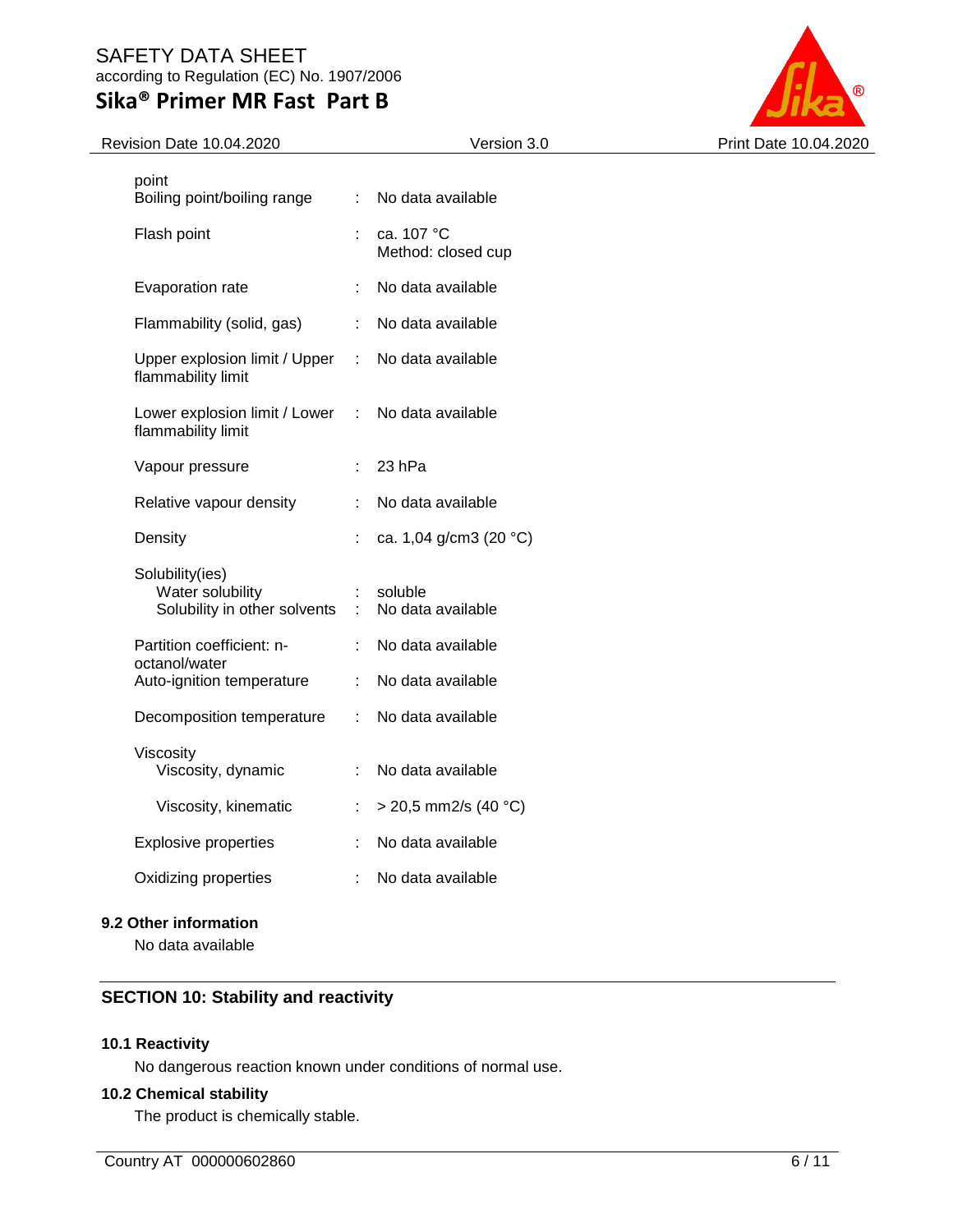| | | |
|---|---|---|
| point | | |
| Boiling point/boiling range | : | No data available |
| Flash point | : | ca. 107 °C<br>Method: closed cup |
| Evaporation rate | : | No data available |
| Flammability (solid, gas) | : | No data available |
| Upper explosion limit / Upper flammability limit | : | No data available |
| Lower explosion limit / Lower flammability limit | : | No data available |
| Vapour pressure | : | 23 hPa |
| Relative vapour density | : | No data available |
| Density | : | ca. 1,04 g/cm3 (20 °C) |
| Solubility(ies) | | |
| Water solubility | : | soluble |
| Solubility in other solvents | : | No data available |
| Partition coefficient: n-octanol/water | : | No data available |
| Auto-ignition temperature | : | No data available |
| Decomposition temperature | : | No data available |
| Viscosity | | |
| Viscosity, dynamic | : | No data available |
| Viscosity, kinematic | : | > 20,5 mm2/s (40 °C) |
| Explosive properties | : | No data available |
| Oxidizing properties | : | No data available |

**9.2 Other information**

No data available

## SECTION 10: Stability and reactivity

**10.1 Reactivity**

No dangerous reaction known under conditions of normal use.

**10.2 Chemical stability**

The product is chemically stable.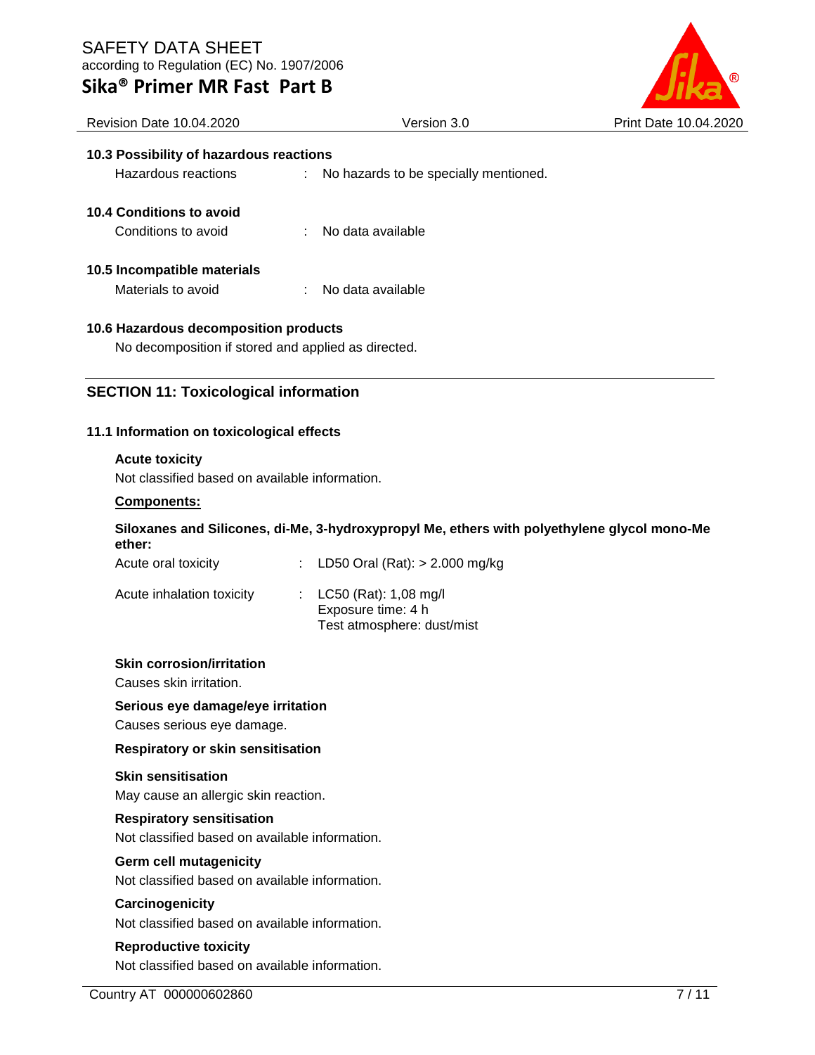### 10.3 Possibility of hazardous reactions

Hazardous reactions : No hazards to be specially mentioned.

### 10.4 Conditions to avoid

Conditions to avoid : No data available

### 10.5 Incompatible materials

Materials to avoid : No data available

### 10.6 Hazardous decomposition products

No decomposition if stored and applied as directed.

## SECTION 11: Toxicological information

### 11.1 Information on toxicological effects

**Acute toxicity**

Not classified based on available information.

**Components:**

**Siloxanes and Silicones, di-Me, 3-hydroxypropyl Me, ethers with polyethylene glycol mono-Me ether:**

Acute oral toxicity : LD50 Oral (Rat): > 2.000 mg/kg

Acute inhalation toxicity : LC50 (Rat): 1,08 mg/l
Exposure time: 4 h
Test atmosphere: dust/mist

**Skin corrosion/irritation**

Causes skin irritation.

**Serious eye damage/eye irritation**

Causes serious eye damage.

**Respiratory or skin sensitisation**

**Skin sensitisation**

May cause an allergic skin reaction.

**Respiratory sensitisation**

Not classified based on available information.

**Germ cell mutagenicity**

Not classified based on available information.

**Carcinogenicity**

Not classified based on available information.

**Reproductive toxicity**

Not classified based on available information.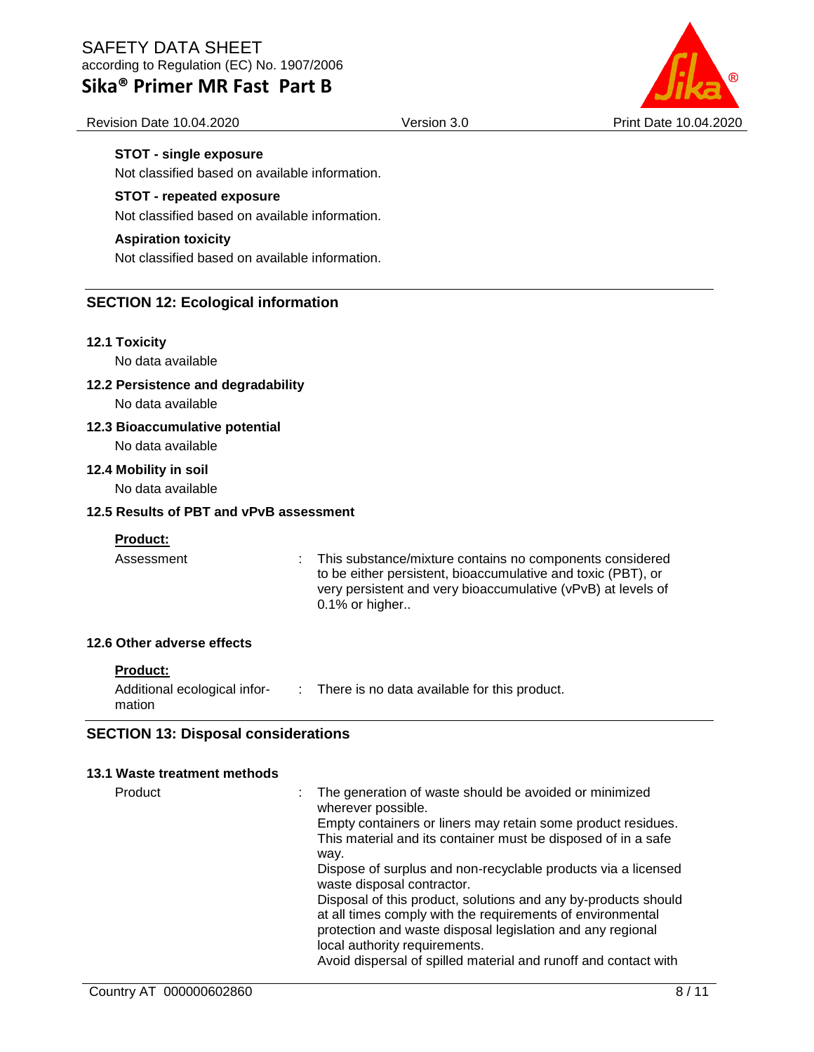**STOT - single exposure**

Not classified based on available information.

**STOT - repeated exposure**

Not classified based on available information.

**Aspiration toxicity**

Not classified based on available information.

## SECTION 12: Ecological information

### 12.1 Toxicity

No data available

### 12.2 Persistence and degradability

No data available

### 12.3 Bioaccumulative potential

No data available

### 12.4 Mobility in soil

No data available

### 12.5 Results of PBT and vPvB assessment

**Product:**

| | | |
|---|---|---|
| Assessment | : | This substance/mixture contains no components considered to be either persistent, bioaccumulative and toxic (PBT), or very persistent and very bioaccumulative (vPvB) at levels of 0.1% or higher.. |

### 12.6 Other adverse effects

**Product:**

| | | |
|---|---|---|
| Additional ecological information | : | There is no data available for this product. |

## SECTION 13: Disposal considerations

### 13.1 Waste treatment methods

| | | |
|---|---|---|
| Product | : | The generation of waste should be avoided or minimized wherever possible.<br>Empty containers or liners may retain some product residues.<br>This material and its container must be disposed of in a safe way.<br>Dispose of surplus and non-recyclable products via a licensed waste disposal contractor.<br>Disposal of this product, solutions and any by-products should at all times comply with the requirements of environmental protection and waste disposal legislation and any regional local authority requirements.<br>Avoid dispersal of spilled material and runoff and contact with |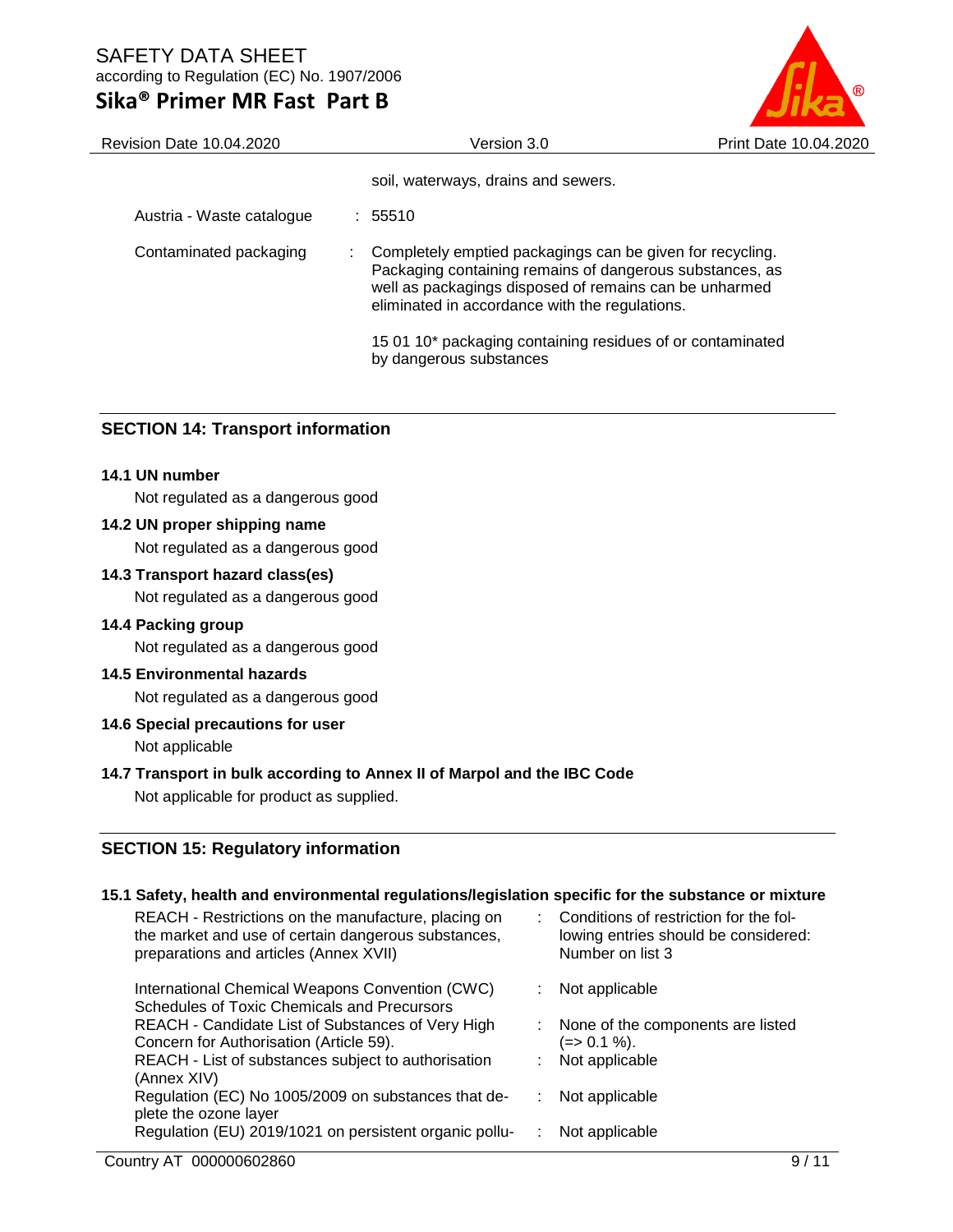soil, waterways, drains and sewers.

| | |
|---|---|
| Austria - Waste catalogue | : 55510 |
| Contaminated packaging | : Completely emptied packagings can be given for recycling. Packaging containing remains of dangerous substances, as well as packagings disposed of remains can be unharmed eliminated in accordance with the regulations.<br><br>15 01 10* packaging containing residues of or contaminated by dangerous substances |

## SECTION 14: Transport information

**14.1 UN number**

Not regulated as a dangerous good

**14.2 UN proper shipping name**

Not regulated as a dangerous good

**14.3 Transport hazard class(es)**

Not regulated as a dangerous good

**14.4 Packing group**

Not regulated as a dangerous good

**14.5 Environmental hazards**

Not regulated as a dangerous good

**14.6 Special precautions for user**

Not applicable

**14.7 Transport in bulk according to Annex II of Marpol and the IBC Code**

Not applicable for product as supplied.

## SECTION 15: Regulatory information

**15.1 Safety, health and environmental regulations/legislation specific for the substance or mixture**

| | |
|---|---|
| REACH - Restrictions on the manufacture, placing on the market and use of certain dangerous substances, preparations and articles (Annex XVII) | : Conditions of restriction for the following entries should be considered: Number on list 3 |
| International Chemical Weapons Convention (CWC) Schedules of Toxic Chemicals and Precursors | : Not applicable |
| REACH - Candidate List of Substances of Very High Concern for Authorisation (Article 59). | : None of the components are listed (=> 0.1 %). |
| REACH - List of substances subject to authorisation (Annex XIV) | : Not applicable |
| Regulation (EC) No 1005/2009 on substances that deplete the ozone layer | : Not applicable |
| Regulation (EU) 2019/1021 on persistent organic pollu- | : Not applicable |

Country AT 000000602860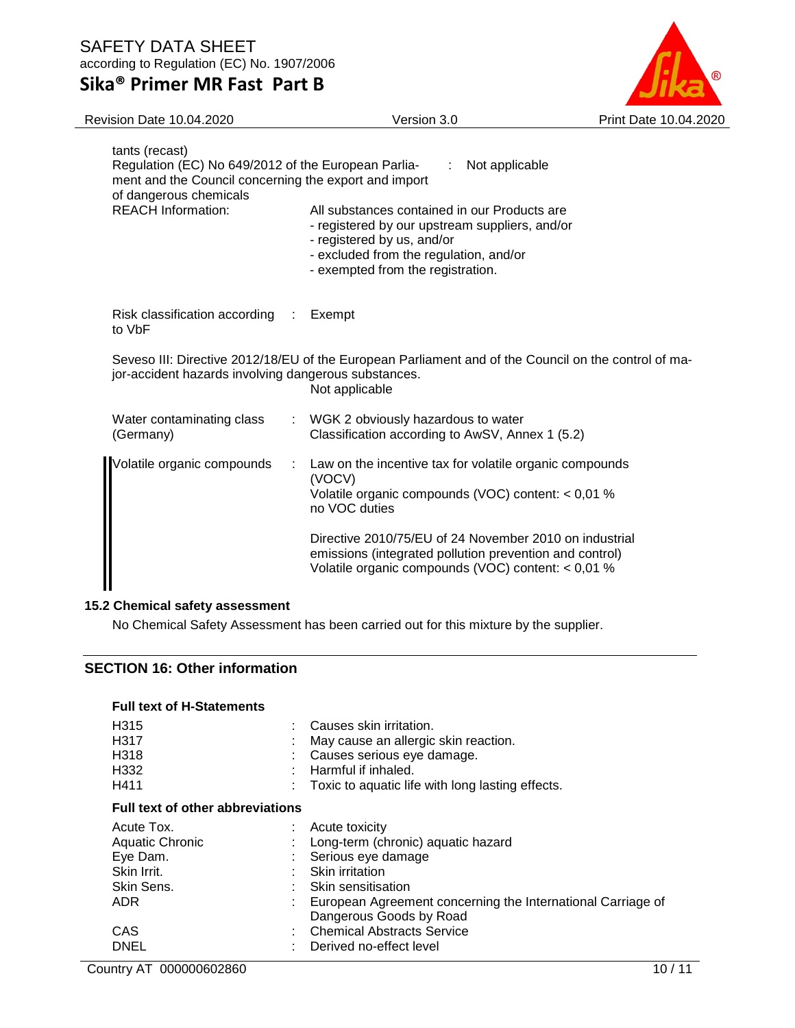tants (recast)

| | | |
|---|---|---|
| Regulation (EC) No 649/2012 of the European Parliament and the Council concerning the export and import of dangerous chemicals | : | Not applicable |
| REACH Information: | | All substances contained in our Products are<br>- registered by our upstream suppliers, and/or<br>- registered by us, and/or<br>- excluded from the regulation, and/or<br>- exempted from the registration. |
| Risk classification according to VbF | : | Exempt |

Seveso III: Directive 2012/18/EU of the European Parliament and of the Council on the control of major-accident hazards involving dangerous substances.
Not applicable

| | | |
|---|---|---|
| Water contaminating class (Germany) | : | WGK 2 obviously hazardous to water<br>Classification according to AwSV, Annex 1 (5.2) |
| Volatile organic compounds | : | Law on the incentive tax for volatile organic compounds (VOCV)<br>Volatile organic compounds (VOC) content: < 0,01 %<br>no VOC duties<br><br>Directive 2010/75/EU of 24 November 2010 on industrial emissions (integrated pollution prevention and control)<br>Volatile organic compounds (VOC) content: < 0,01 % |

### 15.2 Chemical safety assessment

No Chemical Safety Assessment has been carried out for this mixture by the supplier.

## SECTION 16: Other information

**Full text of H-Statements**

| | | |
|---|---|---|
| H315 | : | Causes skin irritation. |
| H317 | : | May cause an allergic skin reaction. |
| H318 | : | Causes serious eye damage. |
| H332 | : | Harmful if inhaled. |
| H411 | : | Toxic to aquatic life with long lasting effects. |

**Full text of other abbreviations**

| | | |
|---|---|---|
| Acute Tox. | : | Acute toxicity |
| Aquatic Chronic | : | Long-term (chronic) aquatic hazard |
| Eye Dam. | : | Serious eye damage |
| Skin Irrit. | : | Skin irritation |
| Skin Sens. | : | Skin sensitisation |
| ADR | : | European Agreement concerning the International Carriage of Dangerous Goods by Road |
| CAS | : | Chemical Abstracts Service |
| DNEL | : | Derived no-effect level |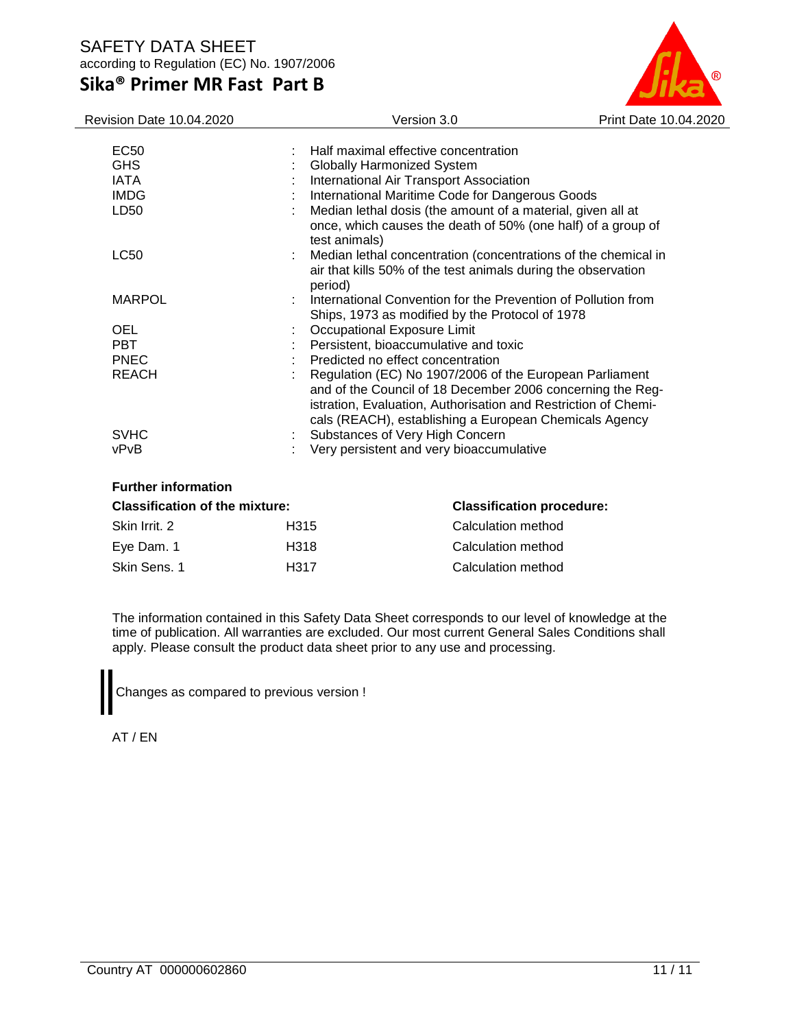| | | |
|---|---|---|
| EC50 | : | Half maximal effective concentration |
| GHS | : | Globally Harmonized System |
| IATA | : | International Air Transport Association |
| IMDG | : | International Maritime Code for Dangerous Goods |
| LD50 | : | Median lethal dosis (the amount of a material, given all at once, which causes the death of 50% (one half) of a group of test animals) |
| LC50 | : | Median lethal concentration (concentrations of the chemical in air that kills 50% of the test animals during the observation period) |
| MARPOL | : | International Convention for the Prevention of Pollution from Ships, 1973 as modified by the Protocol of 1978 |
| OEL | : | Occupational Exposure Limit |
| PBT | : | Persistent, bioaccumulative and toxic |
| PNEC | : | Predicted no effect concentration |
| REACH | : | Regulation (EC) No 1907/2006 of the European Parliament and of the Council of 18 December 2006 concerning the Registration, Evaluation, Authorisation and Restriction of Chemicals (REACH), establishing a European Chemicals Agency |
| SVHC | : | Substances of Very High Concern |
| vPvB | : | Very persistent and very bioaccumulative |

**Further information**

| Classification of the mixture: | | Classification procedure: |
|---|---|---|
| Skin Irrit. 2 | H315 | Calculation method |
| Eye Dam. 1 | H318 | Calculation method |
| Skin Sens. 1 | H317 | Calculation method |

The information contained in this Safety Data Sheet corresponds to our level of knowledge at the time of publication. All warranties are excluded. Our most current General Sales Conditions shall apply. Please consult the product data sheet prior to any use and processing.

Changes as compared to previous version !

AT / EN